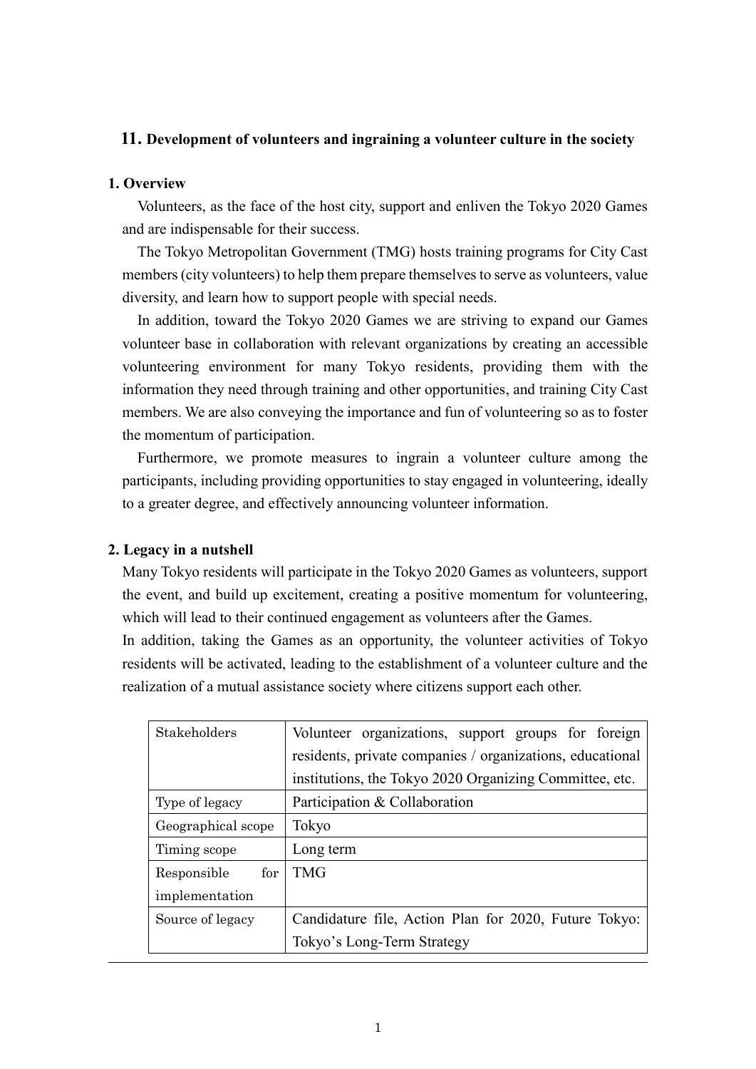# 11. Development of volunteers and ingraining a volunteer culture in the society

## 1. Overview

Volunteers, as the face of the host city, support and enliven the Tokyo 2020 Games and are indispensable for their success.

The Tokyo Metropolitan Government (TMG) hosts training programs for City Cast members (city volunteers) to help them prepare themselves to serve as volunteers, value diversity, and learn how to support people with special needs.

In addition, toward the Tokyo 2020 Games we are striving to expand our Games volunteer base in collaboration with relevant organizations by creating an accessible volunteering environment for many Tokyo residents, providing them with the information they need through training and other opportunities, and training City Cast members. We are also conveying the importance and fun of volunteering so as to foster the momentum of participation.

Furthermore, we promote measures to ingrain a volunteer culture among the participants, including providing opportunities to stay engaged in volunteering, ideally to a greater degree, and effectively announcing volunteer information.

## 2. Legacy in a nutshell

Many Tokyo residents will participate in the Tokyo 2020 Games as volunteers, support the event, and build up excitement, creating a positive momentum for volunteering, which will lead to their continued engagement as volunteers after the Games.

In addition, taking the Games as an opportunity, the volunteer activities of Tokyo residents will be activated, leading to the establishment of a volunteer culture and the realization of a mutual assistance society where citizens support each other.

| Stakeholders | Volunteer organizations, support groups for foreign residents, private companies / organizations, educational institutions, the Tokyo 2020 Organizing Committee, etc. |
|---|---|
| Type of legacy | Participation & Collaboration |
| Geographical scope | Tokyo |
| Timing scope | Long term |
| Responsible for implementation | TMG |
| Source of legacy | Candidature file, Action Plan for 2020, Future Tokyo: Tokyo's Long-Term Strategy |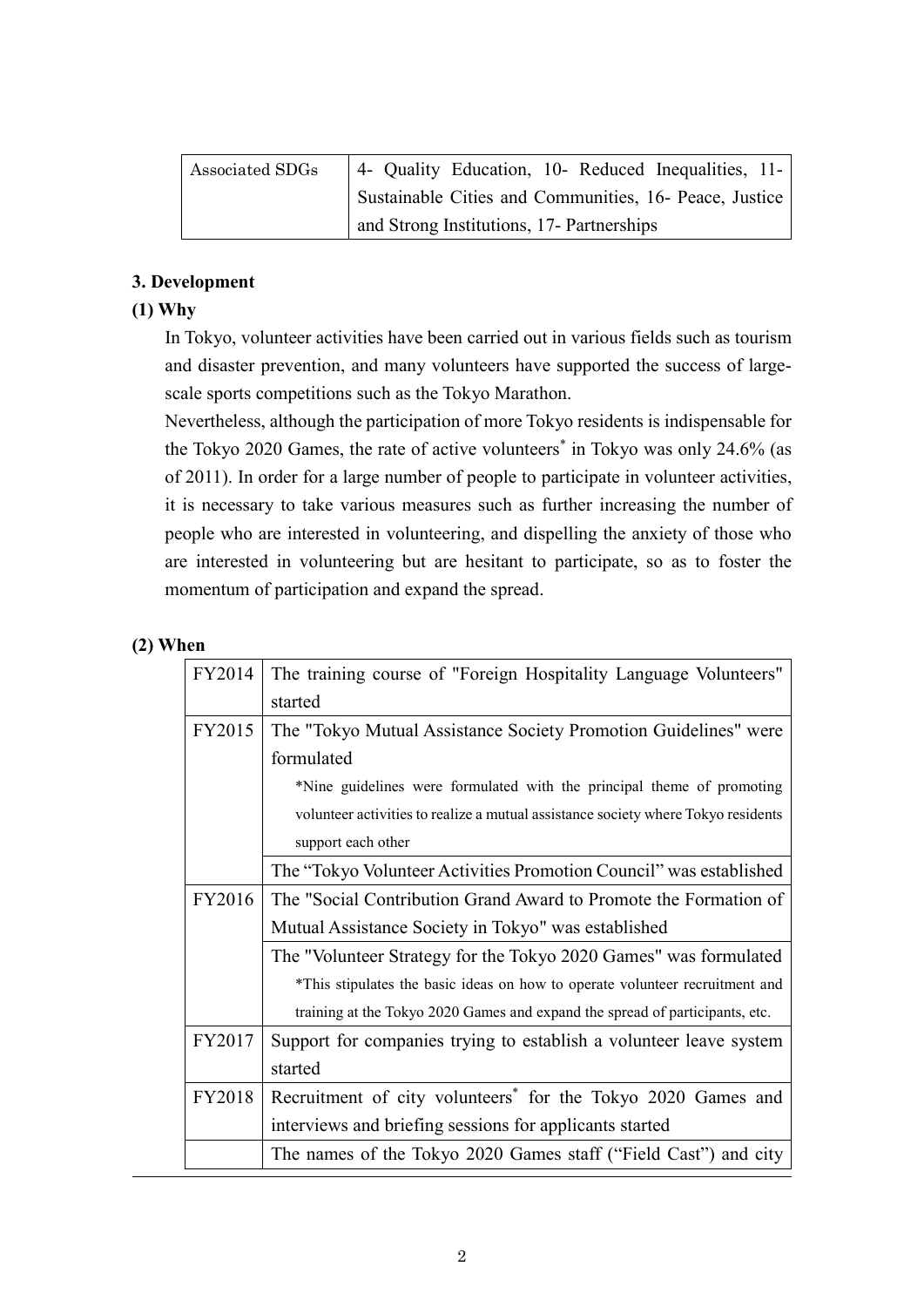| Associated SDGs | 4- Quality Education, 10- Reduced Inequalities, 11- Sustainable Cities and Communities, 16- Peace, Justice and Strong Institutions, 17- Partnerships |
|---|---|

### 3. Development

#### (1) Why

In Tokyo, volunteer activities have been carried out in various fields such as tourism and disaster prevention, and many volunteers have supported the success of large-scale sports competitions such as the Tokyo Marathon.

Nevertheless, although the participation of more Tokyo residents is indispensable for the Tokyo 2020 Games, the rate of active volunteers* in Tokyo was only 24.6% (as of 2011). In order for a large number of people to participate in volunteer activities, it is necessary to take various measures such as further increasing the number of people who are interested in volunteering, and dispelling the anxiety of those who are interested in volunteering but are hesitant to participate, so as to foster the momentum of participation and expand the spread.

#### (2) When

| | |
|---|---|
| FY2014 | The training course of "Foreign Hospitality Language Volunteers" started |
| FY2015 | The "Tokyo Mutual Assistance Society Promotion Guidelines" were formulated<br>*Nine guidelines were formulated with the principal theme of promoting volunteer activities to realize a mutual assistance society where Tokyo residents support each other |
| | The "Tokyo Volunteer Activities Promotion Council" was established |
| FY2016 | The "Social Contribution Grand Award to Promote the Formation of Mutual Assistance Society in Tokyo" was established |
| | The "Volunteer Strategy for the Tokyo 2020 Games" was formulated<br>*This stipulates the basic ideas on how to operate volunteer recruitment and training at the Tokyo 2020 Games and expand the spread of participants, etc. |
| FY2017 | Support for companies trying to establish a volunteer leave system started |
| FY2018 | Recruitment of city volunteers* for the Tokyo 2020 Games and interviews and briefing sessions for applicants started |
| | The names of the Tokyo 2020 Games staff ("Field Cast") and city |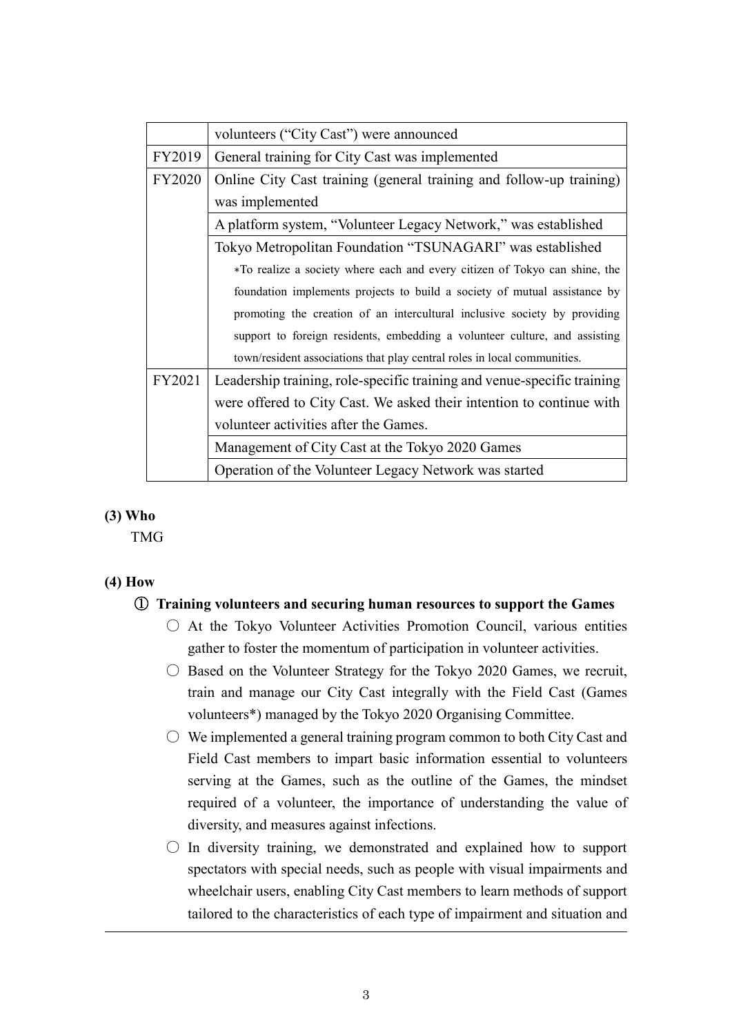| | |
|---|---|
| | volunteers (“City Cast”) were announced |
| FY2019 | General training for City Cast was implemented |
| FY2020 | Online City Cast training (general training and follow-up training) was implemented |
| | A platform system, “Volunteer Legacy Network,” was established |
| | Tokyo Metropolitan Foundation “TSUNAGARI” was established<br>*To realize a society where each and every citizen of Tokyo can shine, the foundation implements projects to build a society of mutual assistance by promoting the creation of an intercultural inclusive society by providing support to foreign residents, embedding a volunteer culture, and assisting town/resident associations that play central roles in local communities. |
| FY2021 | Leadership training, role-specific training and venue-specific training were offered to City Cast. We asked their intention to continue with volunteer activities after the Games. |
| | Management of City Cast at the Tokyo 2020 Games |
| | Operation of the Volunteer Legacy Network was started |

**(3) Who**

TMG

**(4) How**

**① Training volunteers and securing human resources to support the Games**

○ At the Tokyo Volunteer Activities Promotion Council, various entities gather to foster the momentum of participation in volunteer activities.

○ Based on the Volunteer Strategy for the Tokyo 2020 Games, we recruit, train and manage our City Cast integrally with the Field Cast (Games volunteers*) managed by the Tokyo 2020 Organising Committee.

○ We implemented a general training program common to both City Cast and Field Cast members to impart basic information essential to volunteers serving at the Games, such as the outline of the Games, the mindset required of a volunteer, the importance of understanding the value of diversity, and measures against infections.

○ In diversity training, we demonstrated and explained how to support spectators with special needs, such as people with visual impairments and wheelchair users, enabling City Cast members to learn methods of support tailored to the characteristics of each type of impairment and situation and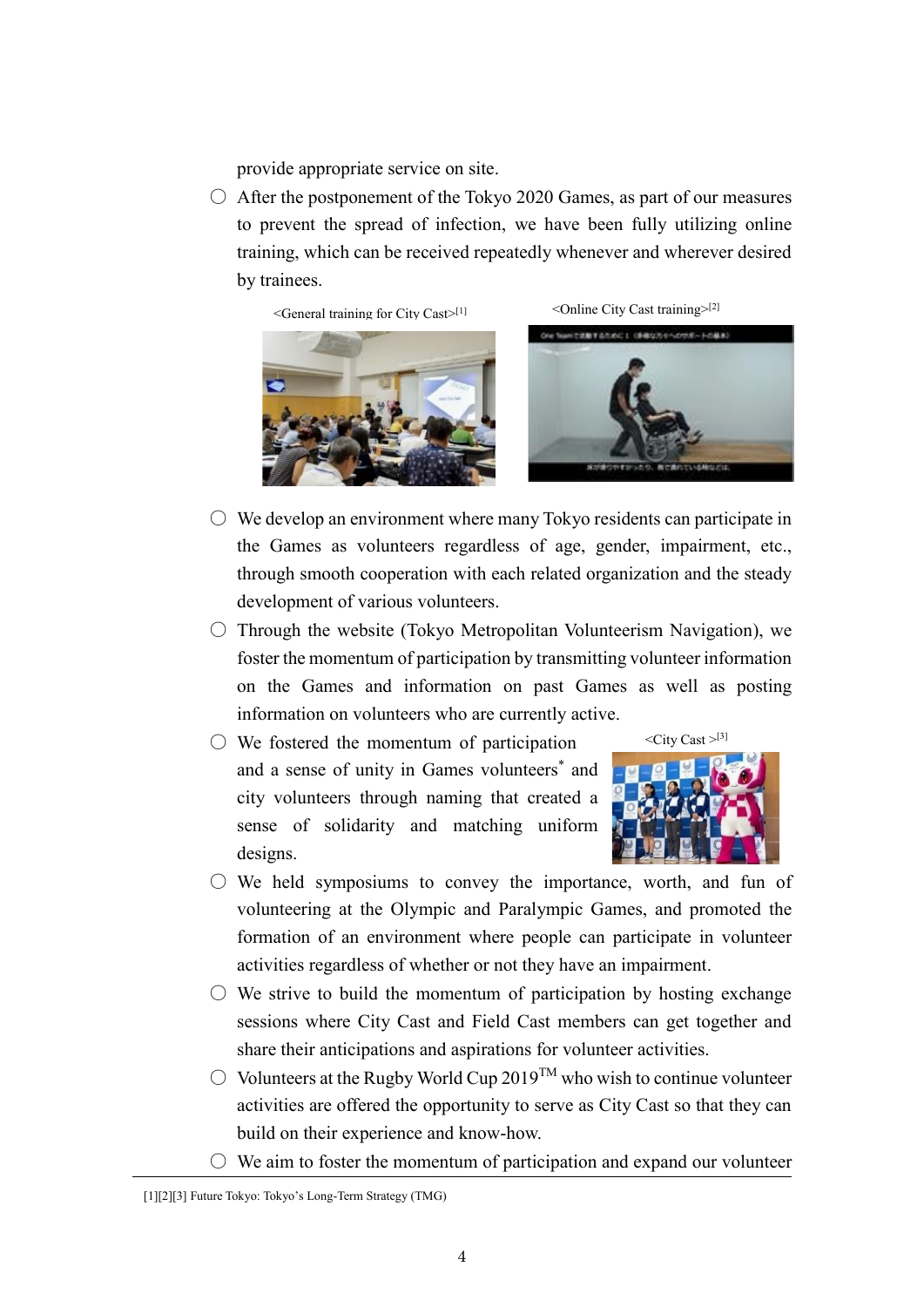provide appropriate service on site.

- After the postponement of the Tokyo 2020 Games, as part of our measures to prevent the spread of infection, we have been fully utilizing online training, which can be received repeatedly whenever and wherever desired by trainees.

<General training for City Cast>[1]

<Online City Cast training>[2]

- We develop an environment where many Tokyo residents can participate in the Games as volunteers regardless of age, gender, impairment, etc., through smooth cooperation with each related organization and the steady development of various volunteers.
- Through the website (Tokyo Metropolitan Volunteerism Navigation), we foster the momentum of participation by transmitting volunteer information on the Games and information on past Games as well as posting information on volunteers who are currently active.
- We fostered the momentum of participation and a sense of unity in Games volunteers* and city volunteers through naming that created a sense of solidarity and matching uniform designs.

<City Cast >[3]

- We held symposiums to convey the importance, worth, and fun of volunteering at the Olympic and Paralympic Games, and promoted the formation of an environment where people can participate in volunteer activities regardless of whether or not they have an impairment.
- We strive to build the momentum of participation by hosting exchange sessions where City Cast and Field Cast members can get together and share their anticipations and aspirations for volunteer activities.
- Volunteers at the Rugby World Cup 2019™ who wish to continue volunteer activities are offered the opportunity to serve as City Cast so that they can build on their experience and know-how.
- We aim to foster the momentum of participation and expand our volunteer

[1][2][3] Future Tokyo: Tokyo's Long-Term Strategy (TMG)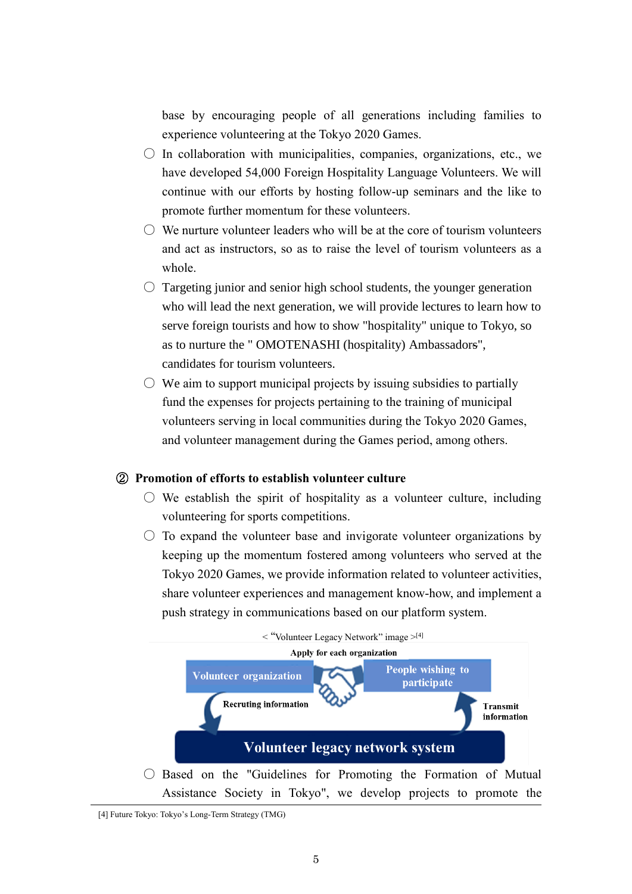base by encouraging people of all generations including families to experience volunteering at the Tokyo 2020 Games.

- ○ In collaboration with municipalities, companies, organizations, etc., we have developed 54,000 Foreign Hospitality Language Volunteers. We will continue with our efforts by hosting follow-up seminars and the like to promote further momentum for these volunteers.
- ○ We nurture volunteer leaders who will be at the core of tourism volunteers and act as instructors, so as to raise the level of tourism volunteers as a whole.
- ○ Targeting junior and senior high school students, the younger generation who will lead the next generation, we will provide lectures to learn how to serve foreign tourists and how to show "hospitality" unique to Tokyo, so as to nurture the " OMOTENASHI (hospitality) Ambassadors", candidates for tourism volunteers.
- ○ We aim to support municipal projects by issuing subsidies to partially fund the expenses for projects pertaining to the training of municipal volunteers serving in local communities during the Tokyo 2020 Games, and volunteer management during the Games period, among others.

**② Promotion of efforts to establish volunteer culture**

- ○ We establish the spirit of hospitality as a volunteer culture, including volunteering for sports competitions.
- ○ To expand the volunteer base and invigorate volunteer organizations by keeping up the momentum fostered among volunteers who served at the Tokyo 2020 Games, we provide information related to volunteer activities, share volunteer experiences and management know-how, and implement a push strategy in communications based on our platform system.

< "Volunteer Legacy Network" image >[4]

Apply for each organization

Volunteer organization | People wishing to participate

Recruting information | Transmit information

Volunteer legacy network system

- ○ Based on the "Guidelines for Promoting the Formation of Mutual Assistance Society in Tokyo", we develop projects to promote the

[4] Future Tokyo: Tokyo's Long-Term Strategy (TMG)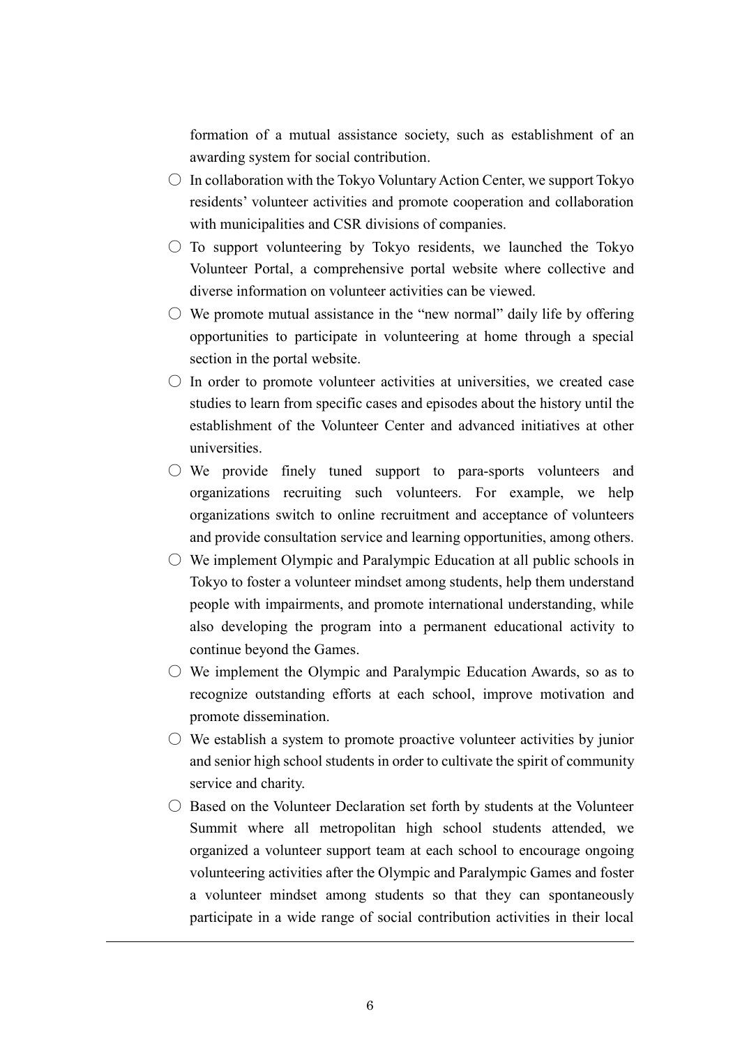formation of a mutual assistance society, such as establishment of an awarding system for social contribution.

- ○ In collaboration with the Tokyo Voluntary Action Center, we support Tokyo residents' volunteer activities and promote cooperation and collaboration with municipalities and CSR divisions of companies.
- ○ To support volunteering by Tokyo residents, we launched the Tokyo Volunteer Portal, a comprehensive portal website where collective and diverse information on volunteer activities can be viewed.
- ○ We promote mutual assistance in the "new normal" daily life by offering opportunities to participate in volunteering at home through a special section in the portal website.
- ○ In order to promote volunteer activities at universities, we created case studies to learn from specific cases and episodes about the history until the establishment of the Volunteer Center and advanced initiatives at other universities.
- ○ We provide finely tuned support to para-sports volunteers and organizations recruiting such volunteers. For example, we help organizations switch to online recruitment and acceptance of volunteers and provide consultation service and learning opportunities, among others.
- ○ We implement Olympic and Paralympic Education at all public schools in Tokyo to foster a volunteer mindset among students, help them understand people with impairments, and promote international understanding, while also developing the program into a permanent educational activity to continue beyond the Games.
- ○ We implement the Olympic and Paralympic Education Awards, so as to recognize outstanding efforts at each school, improve motivation and promote dissemination.
- ○ We establish a system to promote proactive volunteer activities by junior and senior high school students in order to cultivate the spirit of community service and charity.
- ○ Based on the Volunteer Declaration set forth by students at the Volunteer Summit where all metropolitan high school students attended, we organized a volunteer support team at each school to encourage ongoing volunteering activities after the Olympic and Paralympic Games and foster a volunteer mindset among students so that they can spontaneously participate in a wide range of social contribution activities in their local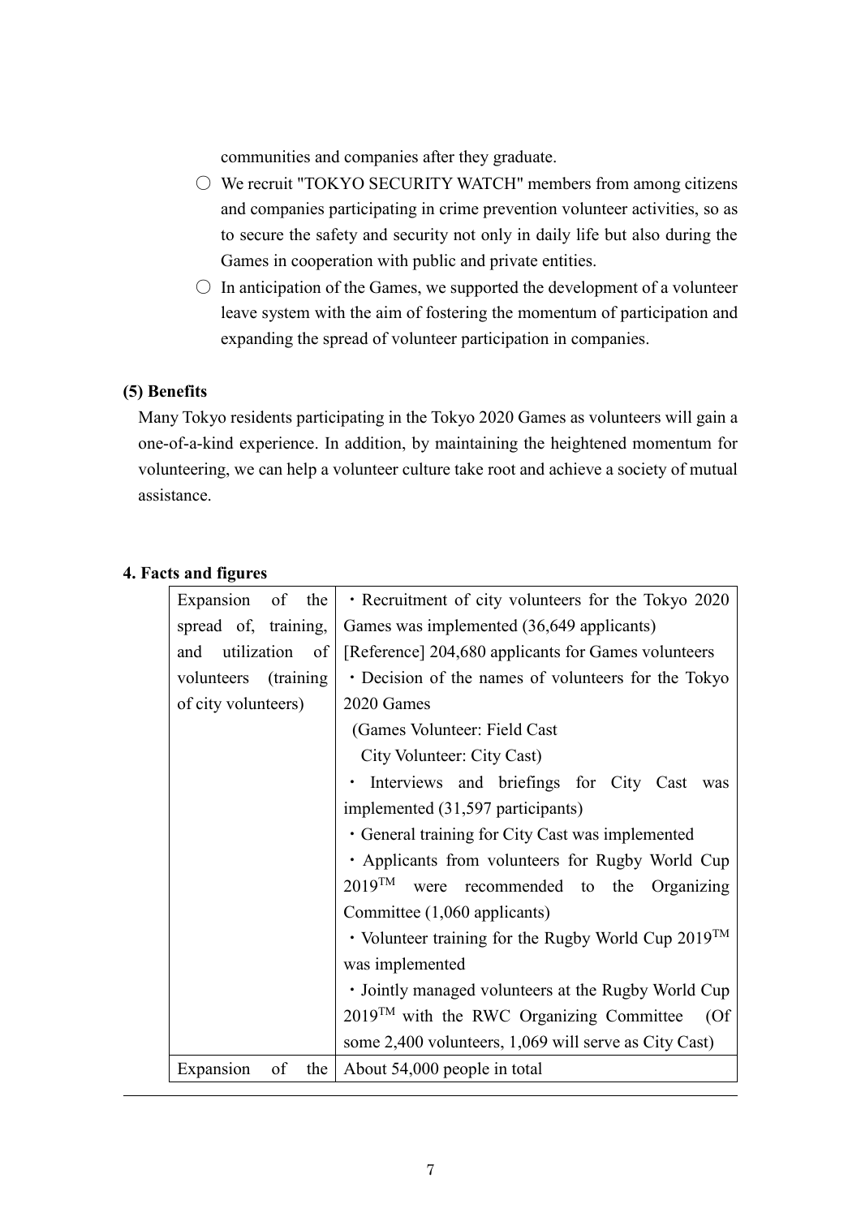communities and companies after they graduate.

- ○ We recruit "TOKYO SECURITY WATCH" members from among citizens and companies participating in crime prevention volunteer activities, so as to secure the safety and security not only in daily life but also during the Games in cooperation with public and private entities.
- ○ In anticipation of the Games, we supported the development of a volunteer leave system with the aim of fostering the momentum of participation and expanding the spread of volunteer participation in companies.

### (5) Benefits

Many Tokyo residents participating in the Tokyo 2020 Games as volunteers will gain a one-of-a-kind experience. In addition, by maintaining the heightened momentum for volunteering, we can help a volunteer culture take root and achieve a society of mutual assistance.

## 4. Facts and figures

| | |
|---|---|
| Expansion of the spread of, training, and utilization of volunteers (training of city volunteers) | ・Recruitment of city volunteers for the Tokyo 2020 Games was implemented (36,649 applicants)<br>[Reference] 204,680 applicants for Games volunteers<br>・Decision of the names of volunteers for the Tokyo 2020 Games<br>(Games Volunteer: Field Cast<br>City Volunteer: City Cast)<br>・ Interviews and briefings for City Cast was implemented (31,597 participants)<br>・General training for City Cast was implemented<br>・Applicants from volunteers for Rugby World Cup 2019™ were recommended to the Organizing Committee (1,060 applicants)<br>・Volunteer training for the Rugby World Cup 2019™ was implemented<br>・Jointly managed volunteers at the Rugby World Cup 2019™ with the RWC Organizing Committee (Of some 2,400 volunteers, 1,069 will serve as City Cast) |
| Expansion of the | About 54,000 people in total |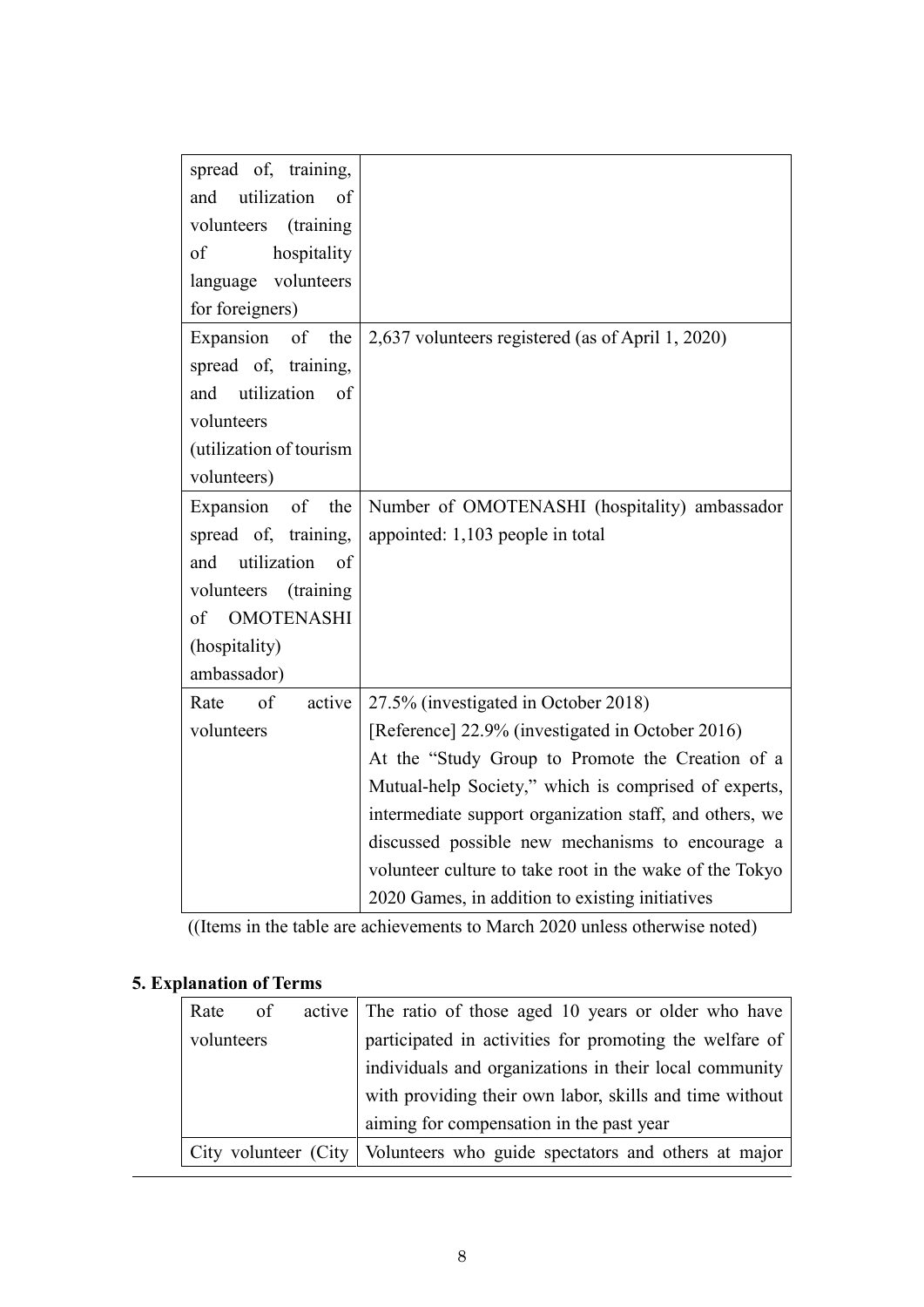| | |
|---|---|
| spread of, training, and utilization of volunteers (training of hospitality language volunteers for foreigners) | |
| Expansion of the spread of, training, and utilization of volunteers (utilization of tourism volunteers) | 2,637 volunteers registered (as of April 1, 2020) |
| Expansion of the spread of, training, and utilization of volunteers (training of OMOTENASHI (hospitality) ambassador) | Number of OMOTENASHI (hospitality) ambassador appointed: 1,103 people in total |
| Rate of active volunteers | 27.5% (investigated in October 2018)<br>[Reference] 22.9% (investigated in October 2016)<br>At the "Study Group to Promote the Creation of a Mutual-help Society," which is comprised of experts, intermediate support organization staff, and others, we discussed possible new mechanisms to encourage a volunteer culture to take root in the wake of the Tokyo 2020 Games, in addition to existing initiatives |

((Items in the table are achievements to March 2020 unless otherwise noted)

**5. Explanation of Terms**

| | |
|---|---|
| Rate of active volunteers | The ratio of those aged 10 years or older who have participated in activities for promoting the welfare of individuals and organizations in their local community with providing their own labor, skills and time without aiming for compensation in the past year |
| City volunteer (City | Volunteers who guide spectators and others at major |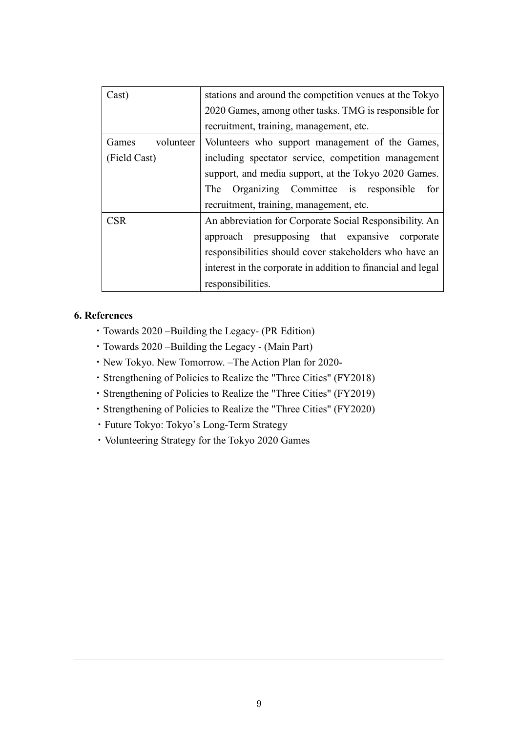| | |
|---|---|
| Cast) | stations and around the competition venues at the Tokyo 2020 Games, among other tasks. TMG is responsible for recruitment, training, management, etc. |
| Games volunteer (Field Cast) | Volunteers who support management of the Games, including spectator service, competition management support, and media support, at the Tokyo 2020 Games. The Organizing Committee is responsible for recruitment, training, management, etc. |
| CSR | An abbreviation for Corporate Social Responsibility. An approach presupposing that expansive corporate responsibilities should cover stakeholders who have an interest in the corporate in addition to financial and legal responsibilities. |

**6. References**

- Towards 2020 –Building the Legacy- (PR Edition)
- Towards 2020 –Building the Legacy - (Main Part)
- New Tokyo. New Tomorrow. –The Action Plan for 2020-
- Strengthening of Policies to Realize the "Three Cities" (FY2018)
- Strengthening of Policies to Realize the "Three Cities" (FY2019)
- Strengthening of Policies to Realize the "Three Cities" (FY2020)
- Future Tokyo: Tokyo's Long-Term Strategy
- Volunteering Strategy for the Tokyo 2020 Games